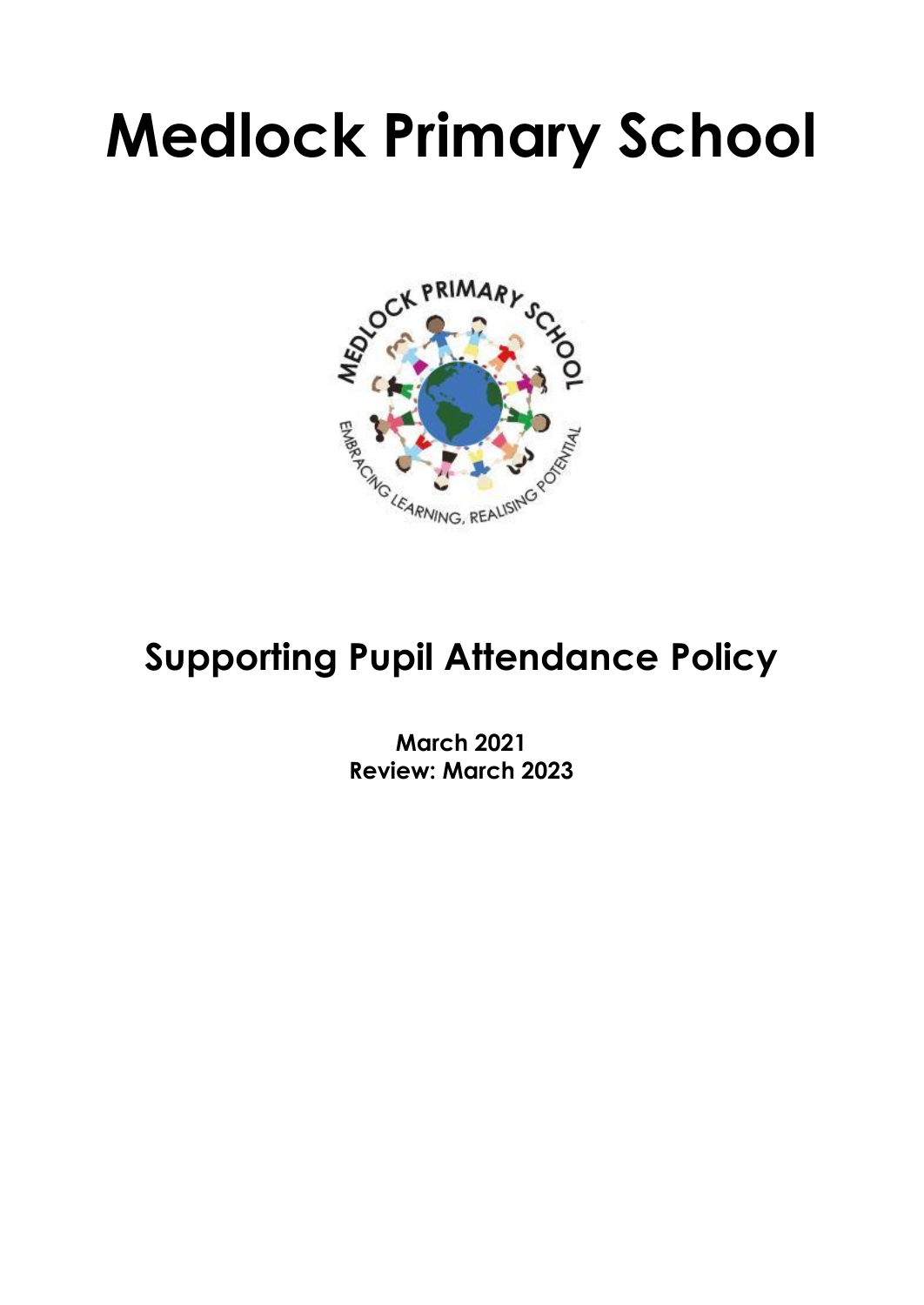# Medlock Primary School

## Supporting Pupil Attendance Policy

**March 2021**
**Review: March 2023**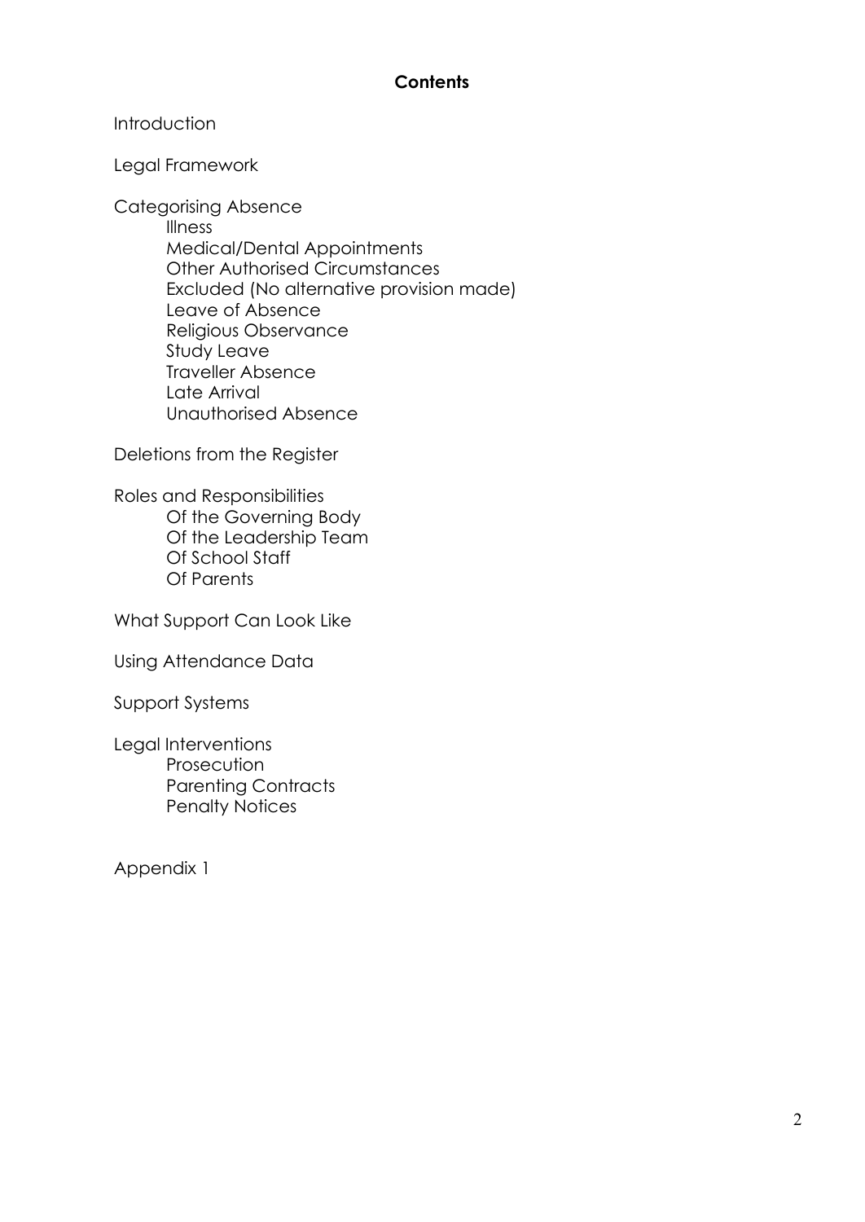**Contents**

Introduction

Legal Framework

Categorising Absence
- Illness
- Medical/Dental Appointments
- Other Authorised Circumstances
- Excluded (No alternative provision made)
- Leave of Absence
- Religious Observance
- Study Leave
- Traveller Absence
- Late Arrival
- Unauthorised Absence

Deletions from the Register

Roles and Responsibilities
- Of the Governing Body
- Of the Leadership Team
- Of School Staff
- Of Parents

What Support Can Look Like

Using Attendance Data

Support Systems

Legal Interventions
- Prosecution
- Parenting Contracts
- Penalty Notices

Appendix 1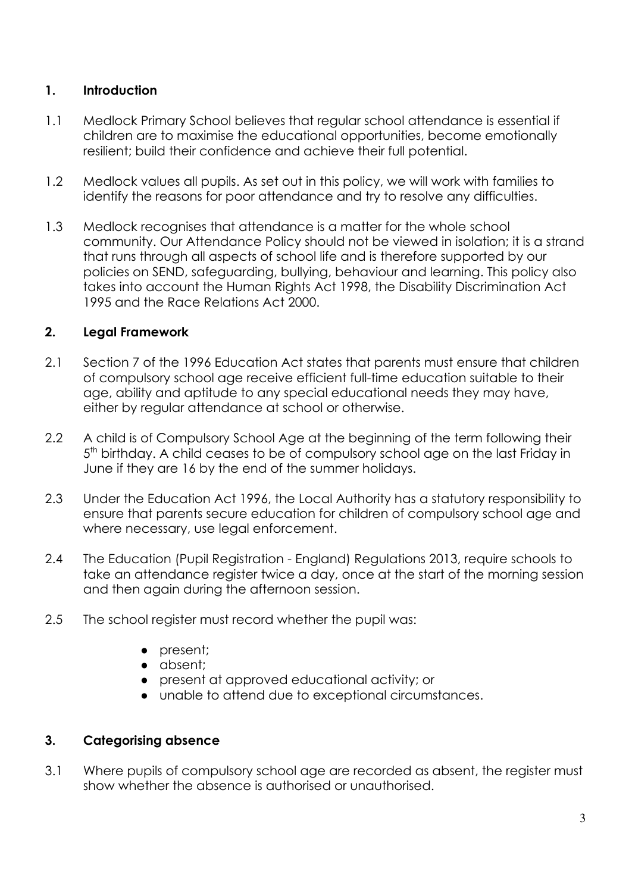## 1. Introduction

1.1 Medlock Primary School believes that regular school attendance is essential if children are to maximise the educational opportunities, become emotionally resilient; build their confidence and achieve their full potential.

1.2 Medlock values all pupils. As set out in this policy, we will work with families to identify the reasons for poor attendance and try to resolve any difficulties.

1.3 Medlock recognises that attendance is a matter for the whole school community. Our Attendance Policy should not be viewed in isolation; it is a strand that runs through all aspects of school life and is therefore supported by our policies on SEND, safeguarding, bullying, behaviour and learning. This policy also takes into account the Human Rights Act 1998, the Disability Discrimination Act 1995 and the Race Relations Act 2000.

## 2. Legal Framework

2.1 Section 7 of the 1996 Education Act states that parents must ensure that children of compulsory school age receive efficient full-time education suitable to their age, ability and aptitude to any special educational needs they may have, either by regular attendance at school or otherwise.

2.2 A child is of Compulsory School Age at the beginning of the term following their 5th birthday. A child ceases to be of compulsory school age on the last Friday in June if they are 16 by the end of the summer holidays.

2.3 Under the Education Act 1996, the Local Authority has a statutory responsibility to ensure that parents secure education for children of compulsory school age and where necessary, use legal enforcement.

2.4 The Education (Pupil Registration - England) Regulations 2013, require schools to take an attendance register twice a day, once at the start of the morning session and then again during the afternoon session.

2.5 The school register must record whether the pupil was:

- present;
- absent;
- present at approved educational activity; or
- unable to attend due to exceptional circumstances.

## 3. Categorising absence

3.1 Where pupils of compulsory school age are recorded as absent, the register must show whether the absence is authorised or unauthorised.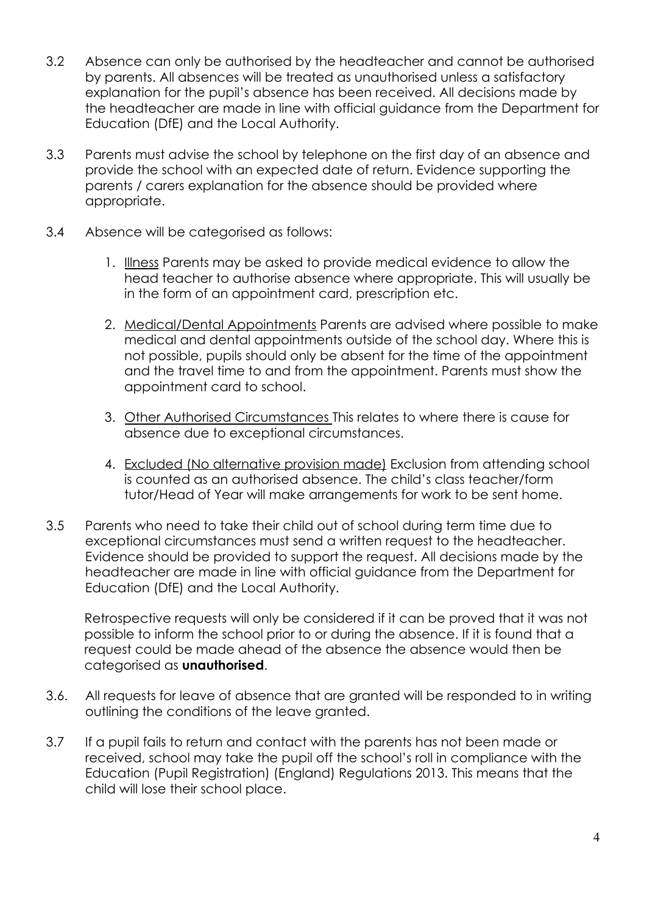3.2 Absence can only be authorised by the headteacher and cannot be authorised by parents. All absences will be treated as unauthorised unless a satisfactory explanation for the pupil's absence has been received. All decisions made by the headteacher are made in line with official guidance from the Department for Education (DfE) and the Local Authority.

3.3 Parents must advise the school by telephone on the first day of an absence and provide the school with an expected date of return. Evidence supporting the parents / carers explanation for the absence should be provided where appropriate.

3.4 Absence will be categorised as follows:

1. Illness Parents may be asked to provide medical evidence to allow the head teacher to authorise absence where appropriate. This will usually be in the form of an appointment card, prescription etc.

2. Medical/Dental Appointments Parents are advised where possible to make medical and dental appointments outside of the school day. Where this is not possible, pupils should only be absent for the time of the appointment and the travel time to and from the appointment. Parents must show the appointment card to school.

3. Other Authorised Circumstances This relates to where there is cause for absence due to exceptional circumstances.

4. Excluded (No alternative provision made) Exclusion from attending school is counted as an authorised absence. The child's class teacher/form tutor/Head of Year will make arrangements for work to be sent home.

3.5 Parents who need to take their child out of school during term time due to exceptional circumstances must send a written request to the headteacher. Evidence should be provided to support the request. All decisions made by the headteacher are made in line with official guidance from the Department for Education (DfE) and the Local Authority.

Retrospective requests will only be considered if it can be proved that it was not possible to inform the school prior to or during the absence. If it is found that a request could be made ahead of the absence the absence would then be categorised as **unauthorised**.

3.6. All requests for leave of absence that are granted will be responded to in writing outlining the conditions of the leave granted.

3.7 If a pupil fails to return and contact with the parents has not been made or received, school may take the pupil off the school's roll in compliance with the Education (Pupil Registration) (England) Regulations 2013. This means that the child will lose their school place.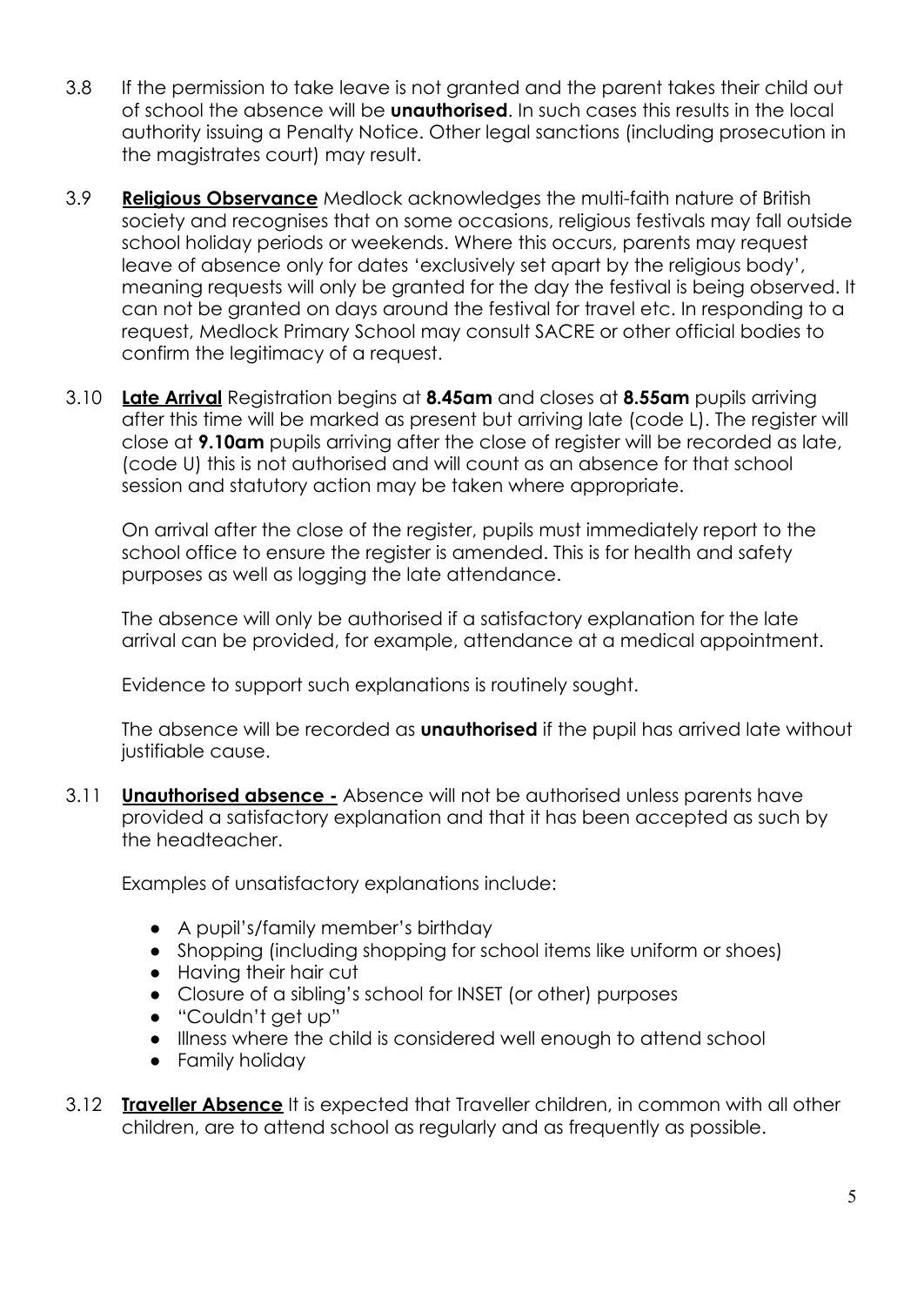3.8 If the permission to take leave is not granted and the parent takes their child out of school the absence will be **unauthorised**. In such cases this results in the local authority issuing a Penalty Notice. Other legal sanctions (including prosecution in the magistrates court) may result.

3.9 **Religious Observance** Medlock acknowledges the multi-faith nature of British society and recognises that on some occasions, religious festivals may fall outside school holiday periods or weekends. Where this occurs, parents may request leave of absence only for dates 'exclusively set apart by the religious body', meaning requests will only be granted for the day the festival is being observed. It can not be granted on days around the festival for travel etc. In responding to a request, Medlock Primary School may consult SACRE or other official bodies to confirm the legitimacy of a request.

3.10 **Late Arrival** Registration begins at **8.45am** and closes at **8.55am** pupils arriving after this time will be marked as present but arriving late (code L). The register will close at **9.10am** pupils arriving after the close of register will be recorded as late, (code U) this is not authorised and will count as an absence for that school session and statutory action may be taken where appropriate.

On arrival after the close of the register, pupils must immediately report to the school office to ensure the register is amended. This is for health and safety purposes as well as logging the late attendance.

The absence will only be authorised if a satisfactory explanation for the late arrival can be provided, for example, attendance at a medical appointment.

Evidence to support such explanations is routinely sought.

The absence will be recorded as **unauthorised** if the pupil has arrived late without justifiable cause.

3.11 **Unauthorised absence -** Absence will not be authorised unless parents have provided a satisfactory explanation and that it has been accepted as such by the headteacher.

Examples of unsatisfactory explanations include:

- A pupil's/family member's birthday
- Shopping (including shopping for school items like uniform or shoes)
- Having their hair cut
- Closure of a sibling's school for INSET (or other) purposes
- "Couldn't get up"
- Illness where the child is considered well enough to attend school
- Family holiday

3.12 **Traveller Absence** It is expected that Traveller children, in common with all other children, are to attend school as regularly and as frequently as possible.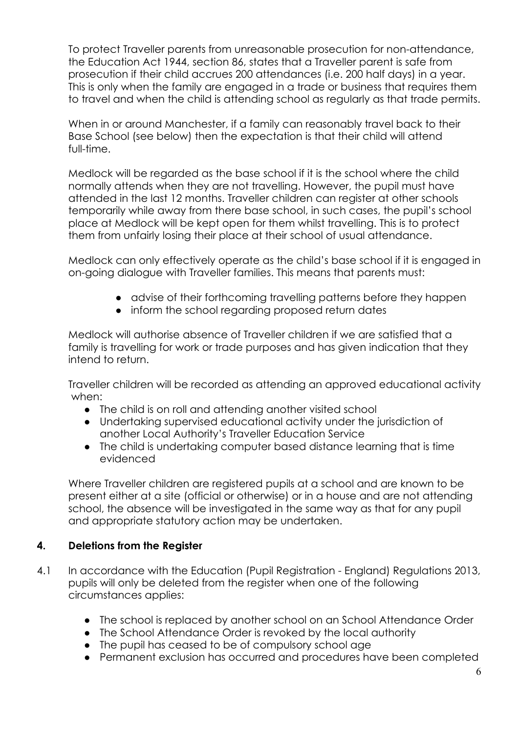To protect Traveller parents from unreasonable prosecution for non-attendance, the Education Act 1944, section 86, states that a Traveller parent is safe from prosecution if their child accrues 200 attendances (i.e. 200 half days) in a year. This is only when the family are engaged in a trade or business that requires them to travel and when the child is attending school as regularly as that trade permits.

When in or around Manchester, if a family can reasonably travel back to their Base School (see below) then the expectation is that their child will attend full-time.

Medlock will be regarded as the base school if it is the school where the child normally attends when they are not travelling. However, the pupil must have attended in the last 12 months. Traveller children can register at other schools temporarily while away from there base school, in such cases, the pupil's school place at Medlock will be kept open for them whilst travelling. This is to protect them from unfairly losing their place at their school of usual attendance.

Medlock can only effectively operate as the child's base school if it is engaged in on-going dialogue with Traveller families. This means that parents must:

- advise of their forthcoming travelling patterns before they happen
- inform the school regarding proposed return dates

Medlock will authorise absence of Traveller children if we are satisfied that a family is travelling for work or trade purposes and has given indication that they intend to return.

Traveller children will be recorded as attending an approved educational activity when:

- The child is on roll and attending another visited school
- Undertaking supervised educational activity under the jurisdiction of another Local Authority's Traveller Education Service
- The child is undertaking computer based distance learning that is time evidenced

Where Traveller children are registered pupils at a school and are known to be present either at a site (official or otherwise) or in a house and are not attending school, the absence will be investigated in the same way as that for any pupil and appropriate statutory action may be undertaken.

## 4. Deletions from the Register

4.1 In accordance with the Education (Pupil Registration - England) Regulations 2013, pupils will only be deleted from the register when one of the following circumstances applies:

- The school is replaced by another school on an School Attendance Order
- The School Attendance Order is revoked by the local authority
- The pupil has ceased to be of compulsory school age
- Permanent exclusion has occurred and procedures have been completed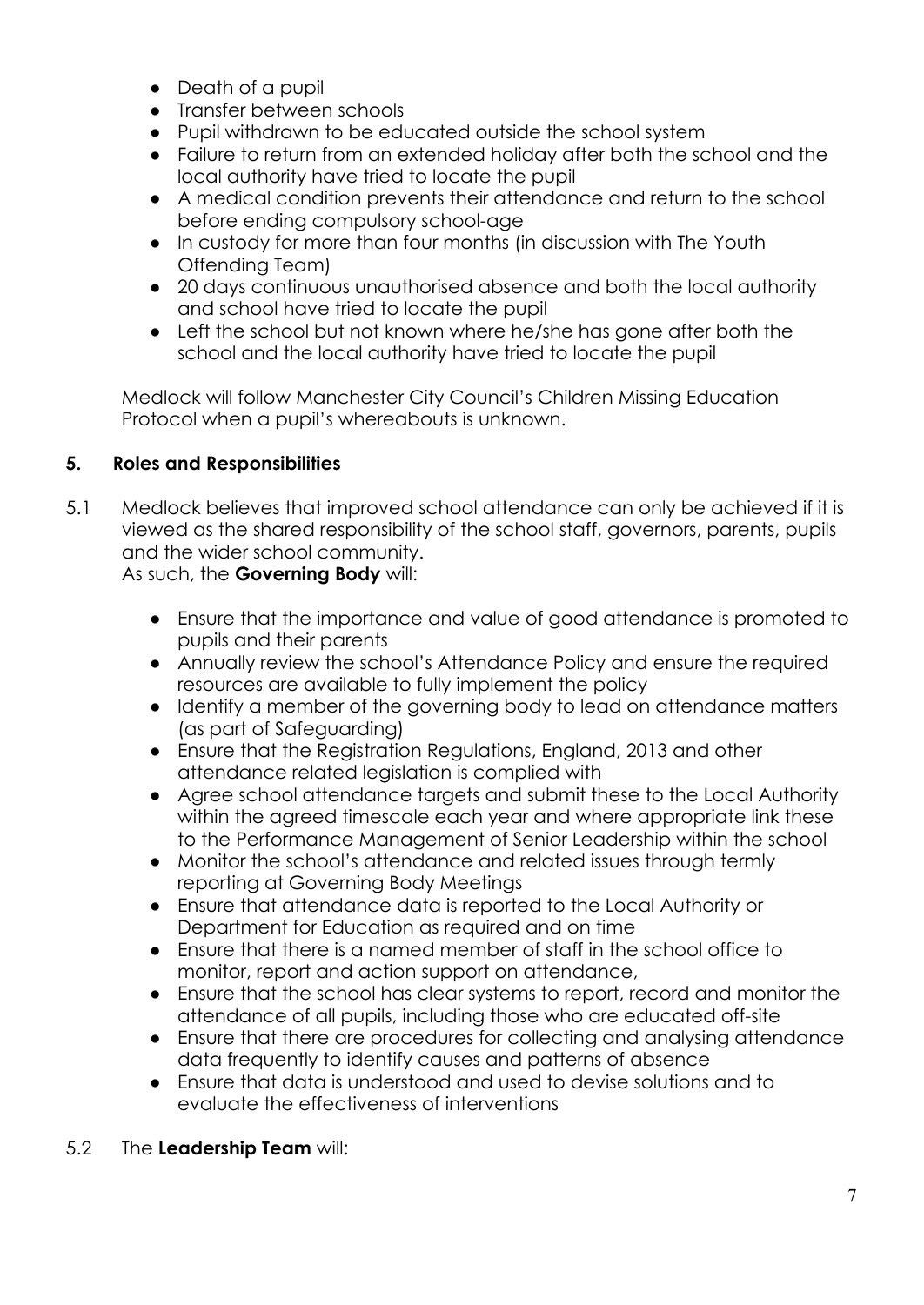- Death of a pupil
- Transfer between schools
- Pupil withdrawn to be educated outside the school system
- Failure to return from an extended holiday after both the school and the local authority have tried to locate the pupil
- A medical condition prevents their attendance and return to the school before ending compulsory school-age
- In custody for more than four months (in discussion with The Youth Offending Team)
- 20 days continuous unauthorised absence and both the local authority and school have tried to locate the pupil
- Left the school but not known where he/she has gone after both the school and the local authority have tried to locate the pupil

Medlock will follow Manchester City Council's Children Missing Education Protocol when a pupil's whereabouts is unknown.

## 5. Roles and Responsibilities

5.1 Medlock believes that improved school attendance can only be achieved if it is viewed as the shared responsibility of the school staff, governors, parents, pupils and the wider school community.
As such, the **Governing Body** will:

- Ensure that the importance and value of good attendance is promoted to pupils and their parents
- Annually review the school's Attendance Policy and ensure the required resources are available to fully implement the policy
- Identify a member of the governing body to lead on attendance matters (as part of Safeguarding)
- Ensure that the Registration Regulations, England, 2013 and other attendance related legislation is complied with
- Agree school attendance targets and submit these to the Local Authority within the agreed timescale each year and where appropriate link these to the Performance Management of Senior Leadership within the school
- Monitor the school's attendance and related issues through termly reporting at Governing Body Meetings
- Ensure that attendance data is reported to the Local Authority or Department for Education as required and on time
- Ensure that there is a named member of staff in the school office to monitor, report and action support on attendance,
- Ensure that the school has clear systems to report, record and monitor the attendance of all pupils, including those who are educated off-site
- Ensure that there are procedures for collecting and analysing attendance data frequently to identify causes and patterns of absence
- Ensure that data is understood and used to devise solutions and to evaluate the effectiveness of interventions

5.2 The **Leadership Team** will: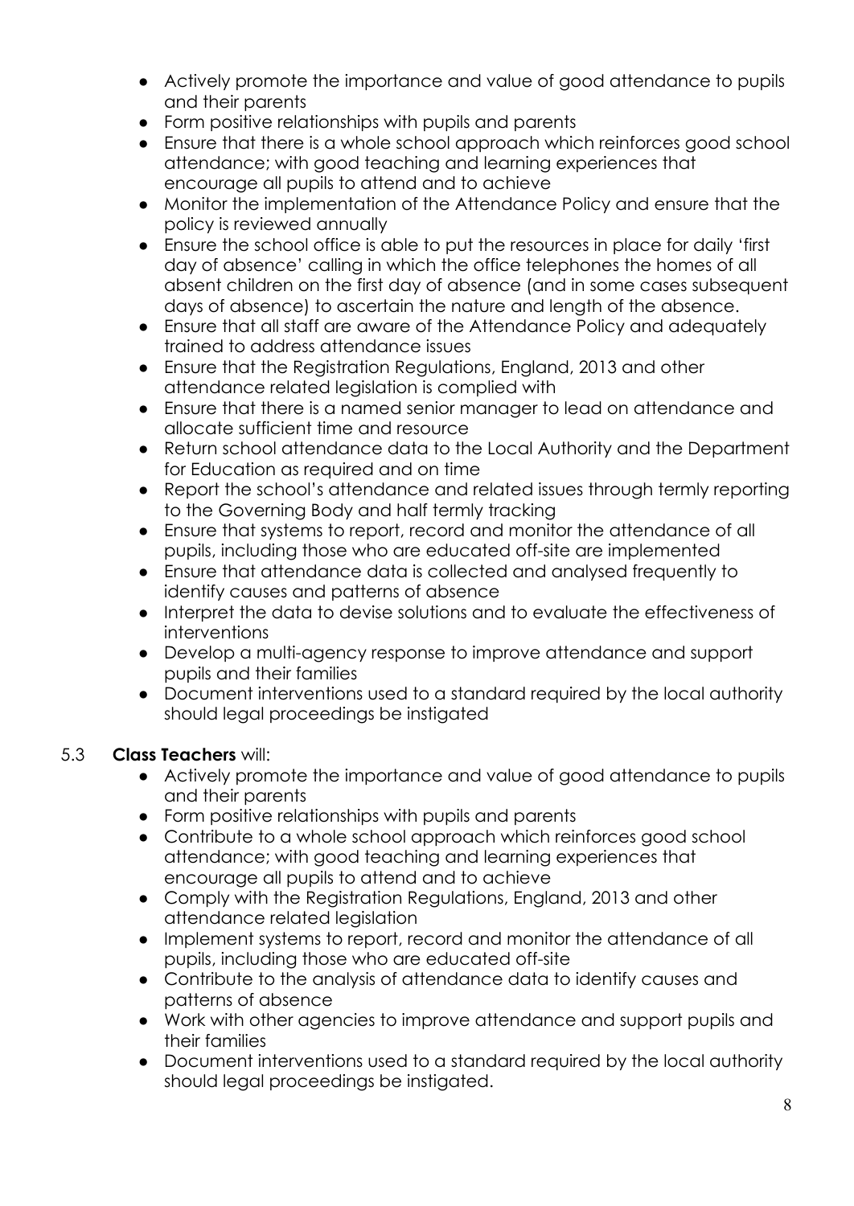- Actively promote the importance and value of good attendance to pupils and their parents
- Form positive relationships with pupils and parents
- Ensure that there is a whole school approach which reinforces good school attendance; with good teaching and learning experiences that encourage all pupils to attend and to achieve
- Monitor the implementation of the Attendance Policy and ensure that the policy is reviewed annually
- Ensure the school office is able to put the resources in place for daily 'first day of absence' calling in which the office telephones the homes of all absent children on the first day of absence (and in some cases subsequent days of absence) to ascertain the nature and length of the absence.
- Ensure that all staff are aware of the Attendance Policy and adequately trained to address attendance issues
- Ensure that the Registration Regulations, England, 2013 and other attendance related legislation is complied with
- Ensure that there is a named senior manager to lead on attendance and allocate sufficient time and resource
- Return school attendance data to the Local Authority and the Department for Education as required and on time
- Report the school's attendance and related issues through termly reporting to the Governing Body and half termly tracking
- Ensure that systems to report, record and monitor the attendance of all pupils, including those who are educated off-site are implemented
- Ensure that attendance data is collected and analysed frequently to identify causes and patterns of absence
- Interpret the data to devise solutions and to evaluate the effectiveness of interventions
- Develop a multi-agency response to improve attendance and support pupils and their families
- Document interventions used to a standard required by the local authority should legal proceedings be instigated

5.3 **Class Teachers** will:

- Actively promote the importance and value of good attendance to pupils and their parents
- Form positive relationships with pupils and parents
- Contribute to a whole school approach which reinforces good school attendance; with good teaching and learning experiences that encourage all pupils to attend and to achieve
- Comply with the Registration Regulations, England, 2013 and other attendance related legislation
- Implement systems to report, record and monitor the attendance of all pupils, including those who are educated off-site
- Contribute to the analysis of attendance data to identify causes and patterns of absence
- Work with other agencies to improve attendance and support pupils and their families
- Document interventions used to a standard required by the local authority should legal proceedings be instigated.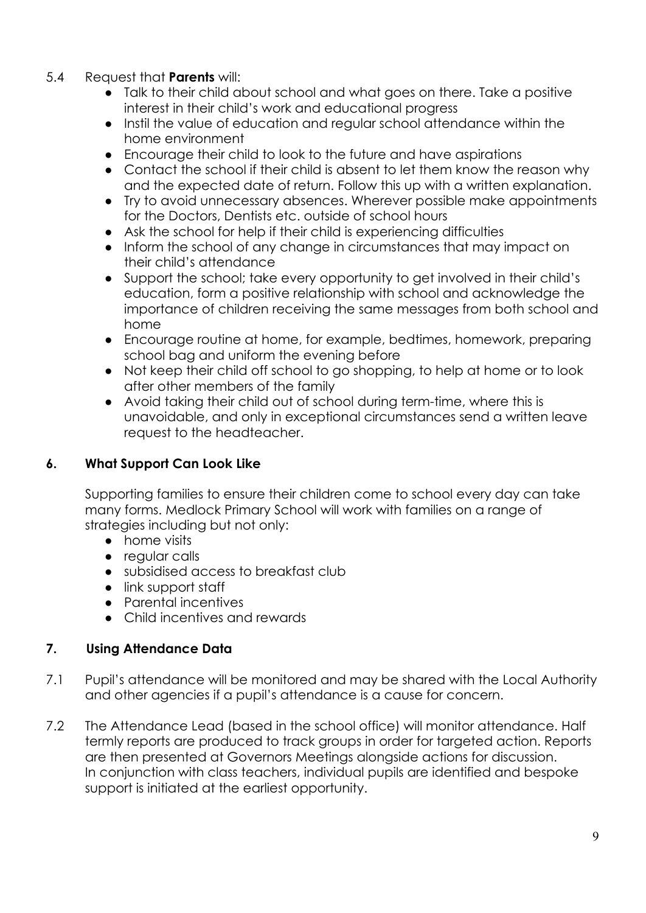5.4 Request that **Parents** will:

- Talk to their child about school and what goes on there. Take a positive interest in their child's work and educational progress
- Instil the value of education and regular school attendance within the home environment
- Encourage their child to look to the future and have aspirations
- Contact the school if their child is absent to let them know the reason why and the expected date of return. Follow this up with a written explanation.
- Try to avoid unnecessary absences. Wherever possible make appointments for the Doctors, Dentists etc. outside of school hours
- Ask the school for help if their child is experiencing difficulties
- Inform the school of any change in circumstances that may impact on their child's attendance
- Support the school; take every opportunity to get involved in their child's education, form a positive relationship with school and acknowledge the importance of children receiving the same messages from both school and home
- Encourage routine at home, for example, bedtimes, homework, preparing school bag and uniform the evening before
- Not keep their child off school to go shopping, to help at home or to look after other members of the family
- Avoid taking their child out of school during term-time, where this is unavoidable, and only in exceptional circumstances send a written leave request to the headteacher.

## 6. What Support Can Look Like

Supporting families to ensure their children come to school every day can take many forms. Medlock Primary School will work with families on a range of strategies including but not only:

- home visits
- regular calls
- subsidised access to breakfast club
- link support staff
- Parental incentives
- Child incentives and rewards

## 7. Using Attendance Data

7.1 Pupil's attendance will be monitored and may be shared with the Local Authority and other agencies if a pupil's attendance is a cause for concern.

7.2 The Attendance Lead (based in the school office) will monitor attendance. Half termly reports are produced to track groups in order for targeted action. Reports are then presented at Governors Meetings alongside actions for discussion. In conjunction with class teachers, individual pupils are identified and bespoke support is initiated at the earliest opportunity.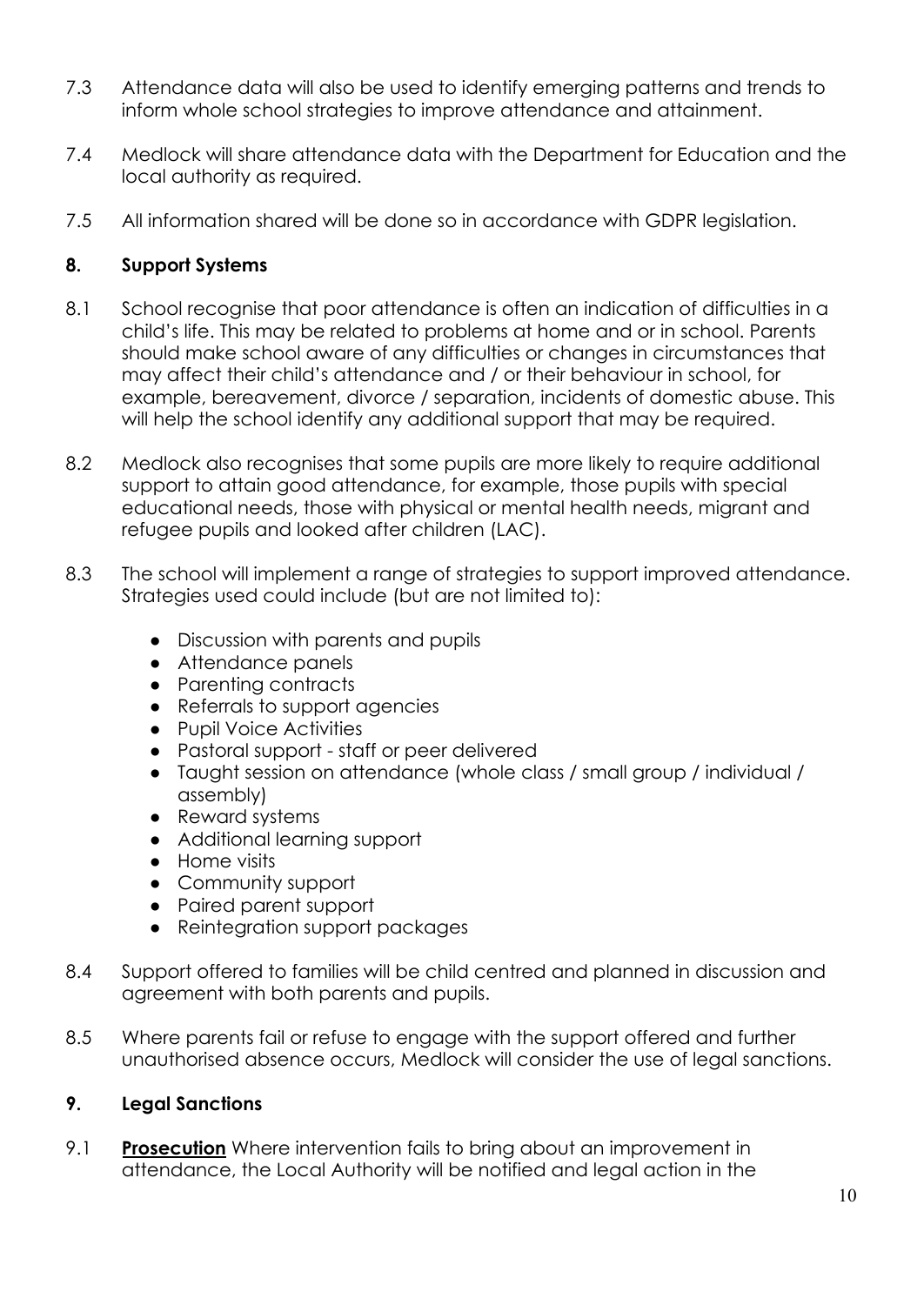7.3 Attendance data will also be used to identify emerging patterns and trends to inform whole school strategies to improve attendance and attainment.

7.4 Medlock will share attendance data with the Department for Education and the local authority as required.

7.5 All information shared will be done so in accordance with GDPR legislation.

## 8. Support Systems

8.1 School recognise that poor attendance is often an indication of difficulties in a child's life. This may be related to problems at home and or in school. Parents should make school aware of any difficulties or changes in circumstances that may affect their child's attendance and / or their behaviour in school, for example, bereavement, divorce / separation, incidents of domestic abuse. This will help the school identify any additional support that may be required.

8.2 Medlock also recognises that some pupils are more likely to require additional support to attain good attendance, for example, those pupils with special educational needs, those with physical or mental health needs, migrant and refugee pupils and looked after children (LAC).

8.3 The school will implement a range of strategies to support improved attendance. Strategies used could include (but are not limited to):

- Discussion with parents and pupils
- Attendance panels
- Parenting contracts
- Referrals to support agencies
- Pupil Voice Activities
- Pastoral support - staff or peer delivered
- Taught session on attendance (whole class / small group / individual / assembly)
- Reward systems
- Additional learning support
- Home visits
- Community support
- Paired parent support
- Reintegration support packages

8.4 Support offered to families will be child centred and planned in discussion and agreement with both parents and pupils.

8.5 Where parents fail or refuse to engage with the support offered and further unauthorised absence occurs, Medlock will consider the use of legal sanctions.

## 9. Legal Sanctions

9.1 **Prosecution** Where intervention fails to bring about an improvement in attendance, the Local Authority will be notified and legal action in the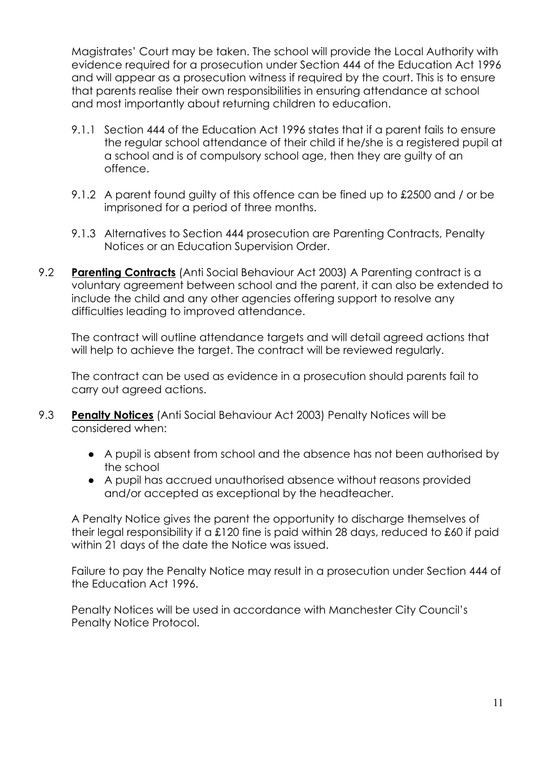Magistrates' Court may be taken. The school will provide the Local Authority with evidence required for a prosecution under Section 444 of the Education Act 1996 and will appear as a prosecution witness if required by the court. This is to ensure that parents realise their own responsibilities in ensuring attendance at school and most importantly about returning children to education.

9.1.1 Section 444 of the Education Act 1996 states that if a parent fails to ensure the regular school attendance of their child if he/she is a registered pupil at a school and is of compulsory school age, then they are guilty of an offence.

9.1.2 A parent found guilty of this offence can be fined up to £2500 and / or be imprisoned for a period of three months.

9.1.3 Alternatives to Section 444 prosecution are Parenting Contracts, Penalty Notices or an Education Supervision Order.

9.2 **Parenting Contracts** (Anti Social Behaviour Act 2003) A Parenting contract is a voluntary agreement between school and the parent, it can also be extended to include the child and any other agencies offering support to resolve any difficulties leading to improved attendance.

The contract will outline attendance targets and will detail agreed actions that will help to achieve the target. The contract will be reviewed regularly.

The contract can be used as evidence in a prosecution should parents fail to carry out agreed actions.

9.3 **Penalty Notices** (Anti Social Behaviour Act 2003) Penalty Notices will be considered when:

- A pupil is absent from school and the absence has not been authorised by the school
- A pupil has accrued unauthorised absence without reasons provided and/or accepted as exceptional by the headteacher.

A Penalty Notice gives the parent the opportunity to discharge themselves of their legal responsibility if a £120 fine is paid within 28 days, reduced to £60 if paid within 21 days of the date the Notice was issued.

Failure to pay the Penalty Notice may result in a prosecution under Section 444 of the Education Act 1996.

Penalty Notices will be used in accordance with Manchester City Council's Penalty Notice Protocol.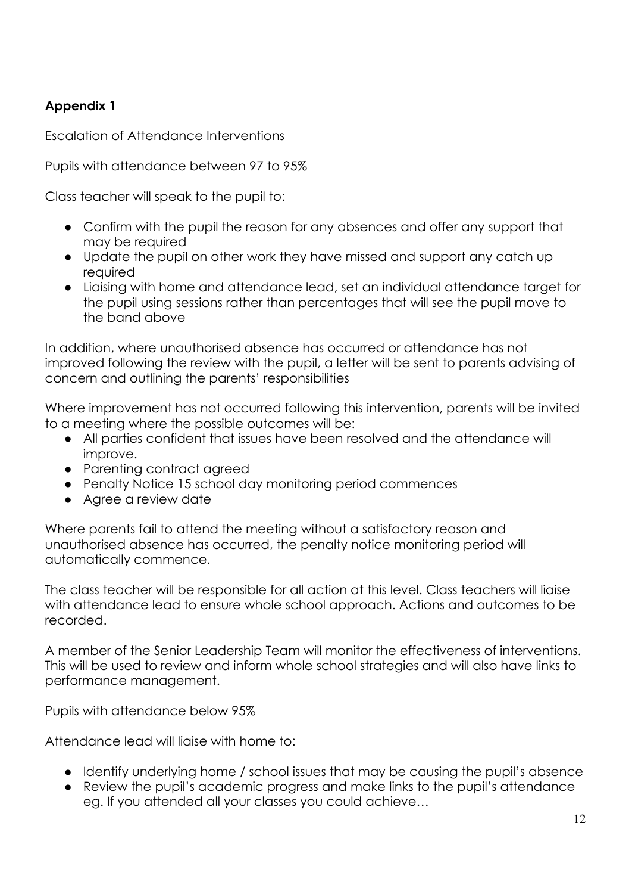## Appendix 1

Escalation of Attendance Interventions

Pupils with attendance between 97 to 95%

Class teacher will speak to the pupil to:

- Confirm with the pupil the reason for any absences and offer any support that may be required
- Update the pupil on other work they have missed and support any catch up required
- Liaising with home and attendance lead, set an individual attendance target for the pupil using sessions rather than percentages that will see the pupil move to the band above

In addition, where unauthorised absence has occurred or attendance has not improved following the review with the pupil, a letter will be sent to parents advising of concern and outlining the parents' responsibilities

Where improvement has not occurred following this intervention, parents will be invited to a meeting where the possible outcomes will be:

- All parties confident that issues have been resolved and the attendance will improve.
- Parenting contract agreed
- Penalty Notice 15 school day monitoring period commences
- Agree a review date

Where parents fail to attend the meeting without a satisfactory reason and unauthorised absence has occurred, the penalty notice monitoring period will automatically commence.

The class teacher will be responsible for all action at this level. Class teachers will liaise with attendance lead to ensure whole school approach. Actions and outcomes to be recorded.

A member of the Senior Leadership Team will monitor the effectiveness of interventions. This will be used to review and inform whole school strategies and will also have links to performance management.

Pupils with attendance below 95%

Attendance lead will liaise with home to:

- Identify underlying home / school issues that may be causing the pupil's absence
- Review the pupil's academic progress and make links to the pupil's attendance eg. If you attended all your classes you could achieve…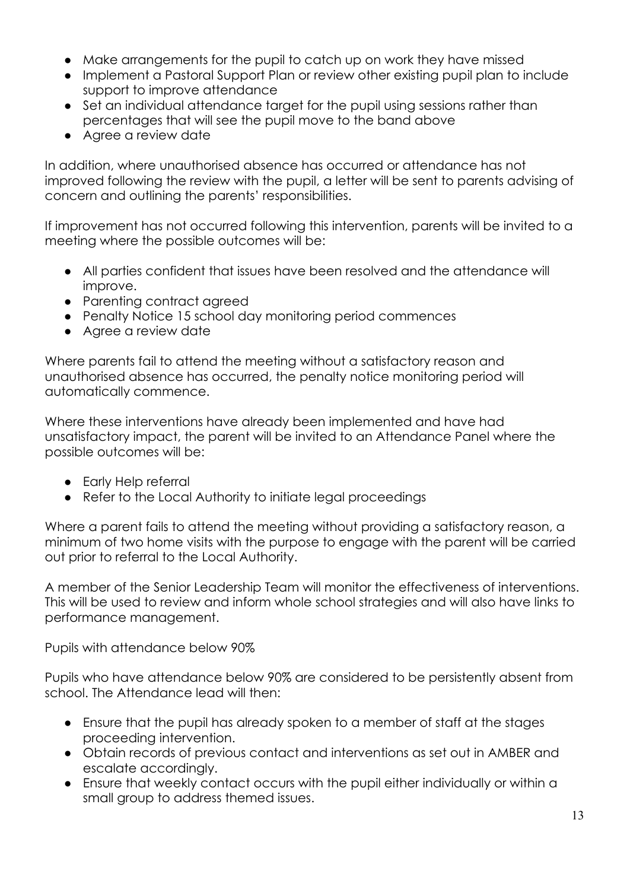- Make arrangements for the pupil to catch up on work they have missed
- Implement a Pastoral Support Plan or review other existing pupil plan to include support to improve attendance
- Set an individual attendance target for the pupil using sessions rather than percentages that will see the pupil move to the band above
- Agree a review date

In addition, where unauthorised absence has occurred or attendance has not improved following the review with the pupil, a letter will be sent to parents advising of concern and outlining the parents' responsibilities.

If improvement has not occurred following this intervention, parents will be invited to a meeting where the possible outcomes will be:

- All parties confident that issues have been resolved and the attendance will improve.
- Parenting contract agreed
- Penalty Notice 15 school day monitoring period commences
- Agree a review date

Where parents fail to attend the meeting without a satisfactory reason and unauthorised absence has occurred, the penalty notice monitoring period will automatically commence.

Where these interventions have already been implemented and have had unsatisfactory impact, the parent will be invited to an Attendance Panel where the possible outcomes will be:

- Early Help referral
- Refer to the Local Authority to initiate legal proceedings

Where a parent fails to attend the meeting without providing a satisfactory reason, a minimum of two home visits with the purpose to engage with the parent will be carried out prior to referral to the Local Authority.

A member of the Senior Leadership Team will monitor the effectiveness of interventions. This will be used to review and inform whole school strategies and will also have links to performance management.

Pupils with attendance below 90%

Pupils who have attendance below 90% are considered to be persistently absent from school. The Attendance lead will then:

- Ensure that the pupil has already spoken to a member of staff at the stages proceeding intervention.
- Obtain records of previous contact and interventions as set out in AMBER and escalate accordingly.
- Ensure that weekly contact occurs with the pupil either individually or within a small group to address themed issues.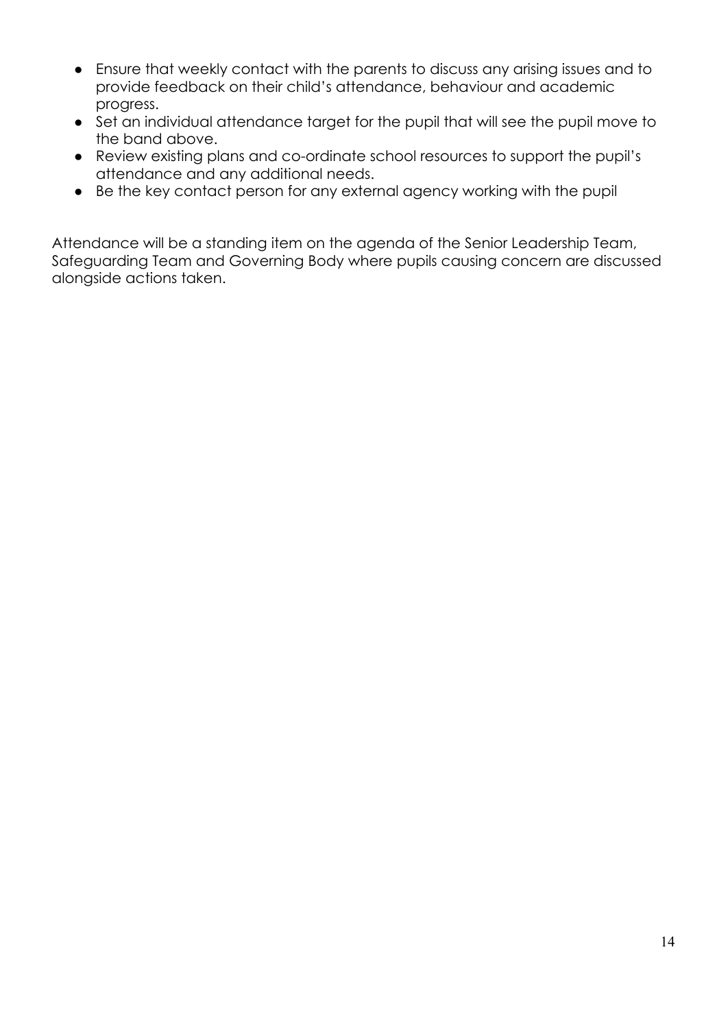- Ensure that weekly contact with the parents to discuss any arising issues and to provide feedback on their child's attendance, behaviour and academic progress.
- Set an individual attendance target for the pupil that will see the pupil move to the band above.
- Review existing plans and co-ordinate school resources to support the pupil's attendance and any additional needs.
- Be the key contact person for any external agency working with the pupil

Attendance will be a standing item on the agenda of the Senior Leadership Team, Safeguarding Team and Governing Body where pupils causing concern are discussed alongside actions taken.